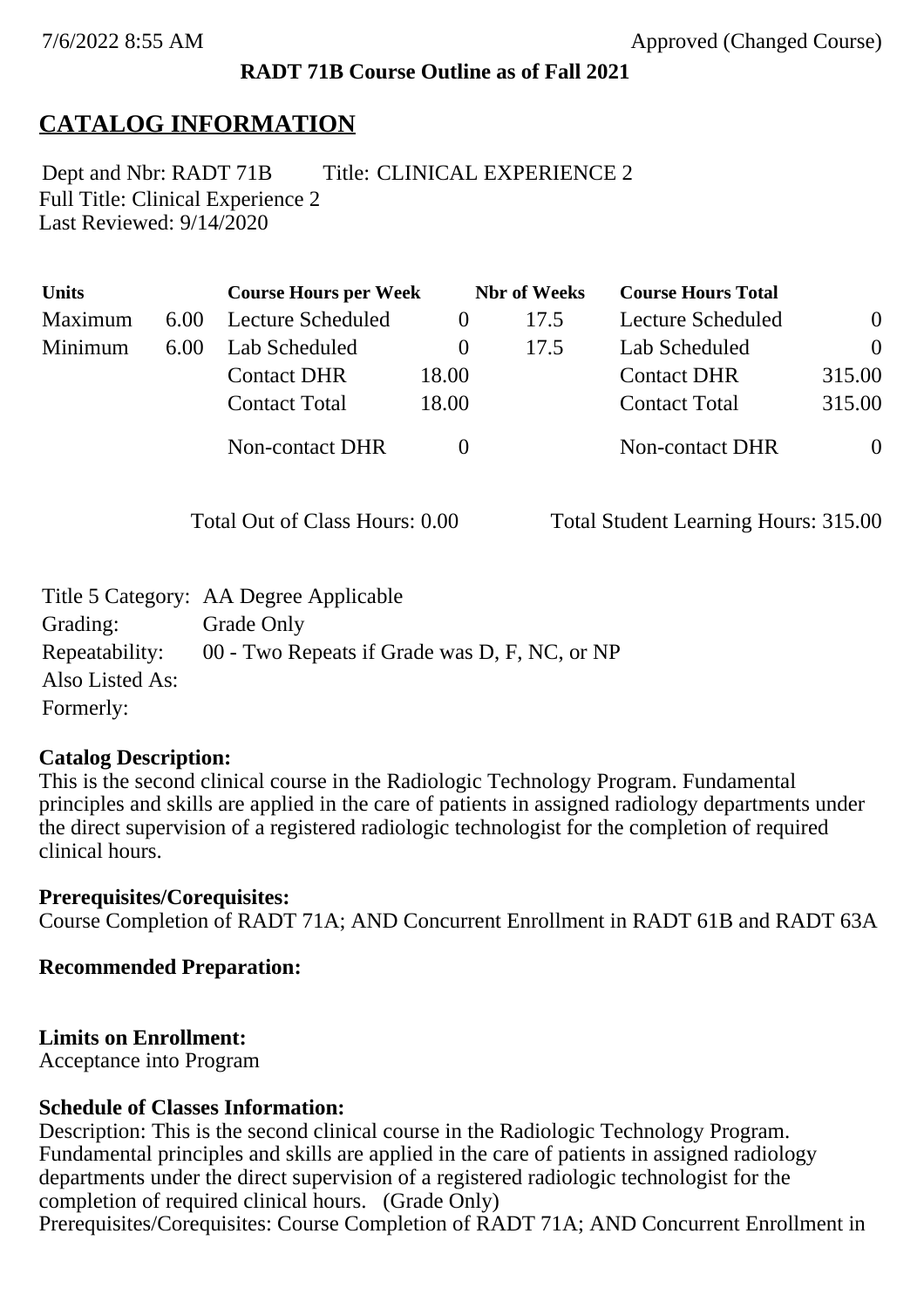7/6/2022 8:55 AM Approved (Changed Course)

**RADT 71B Course Outline as of Fall 2021**

# CATALOG INFORMATION

Dept and Nbr: RADT 71B Title: CLINICAL EXPERIENCE 2
Full Title: Clinical Experience 2
Last Reviewed: 9/14/2020

| Units | | Course Hours per Week | | Nbr of Weeks | Course Hours Total | |
|---|---|---|---|---|---|---|
| Maximum | 6.00 | Lecture Scheduled | 0 | 17.5 | Lecture Scheduled | 0 |
| Minimum | 6.00 | Lab Scheduled | 0 | 17.5 | Lab Scheduled | 0 |
| | | Contact DHR | 18.00 | | Contact DHR | 315.00 |
| | | Contact Total | 18.00 | | Contact Total | 315.00 |
| | | Non-contact DHR | 0 | | Non-contact DHR | 0 |

Total Out of Class Hours: 0.00 Total Student Learning Hours: 315.00

Title 5 Category: AA Degree Applicable
Grading: Grade Only
Repeatability: 00 - Two Repeats if Grade was D, F, NC, or NP
Also Listed As:
Formerly:

**Catalog Description:**
This is the second clinical course in the Radiologic Technology Program. Fundamental principles and skills are applied in the care of patients in assigned radiology departments under the direct supervision of a registered radiologic technologist for the completion of required clinical hours.

**Prerequisites/Corequisites:**
Course Completion of RADT 71A; AND Concurrent Enrollment in RADT 61B and RADT 63A

**Recommended Preparation:**

**Limits on Enrollment:**
Acceptance into Program

**Schedule of Classes Information:**
Description: This is the second clinical course in the Radiologic Technology Program. Fundamental principles and skills are applied in the care of patients in assigned radiology departments under the direct supervision of a registered radiologic technologist for the completion of required clinical hours. (Grade Only)
Prerequisites/Corequisites: Course Completion of RADT 71A; AND Concurrent Enrollment in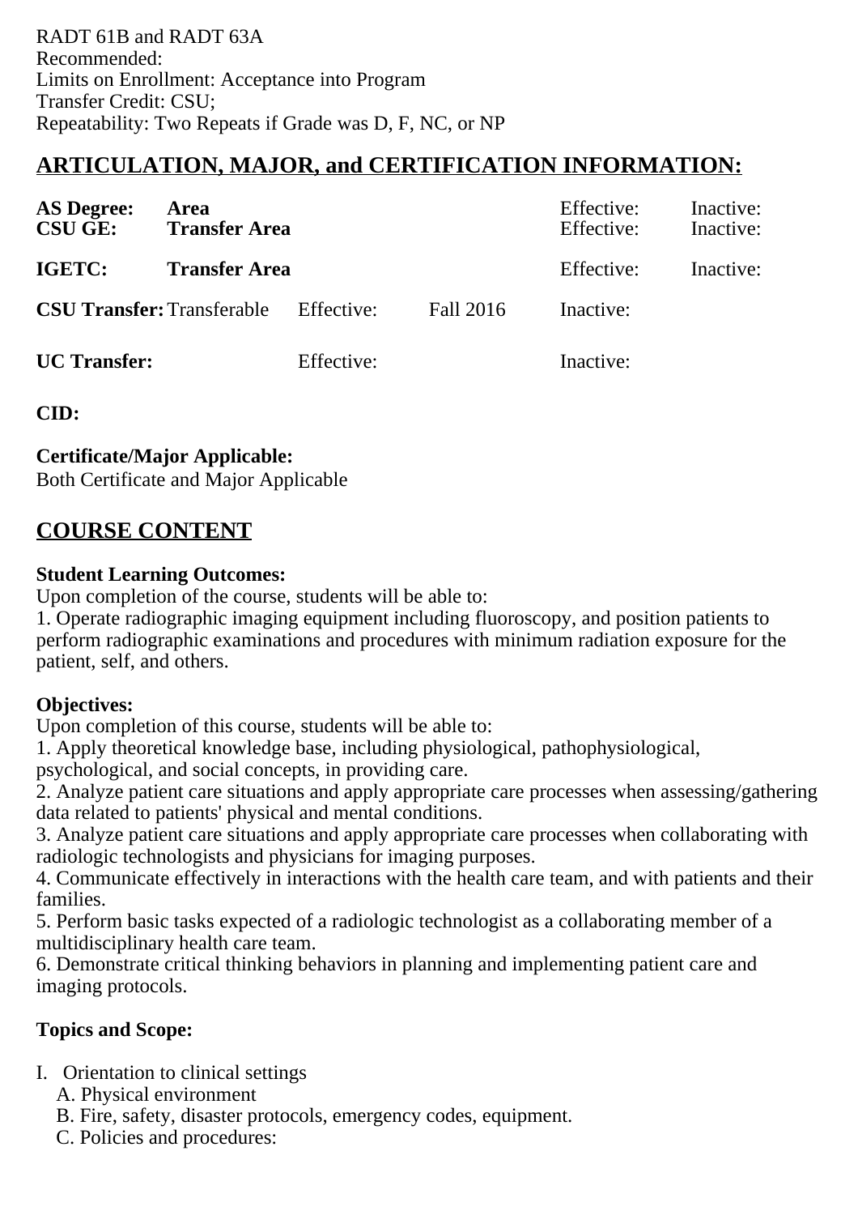RADT 61B and RADT 63A
Recommended:
Limits on Enrollment: Acceptance into Program
Transfer Credit: CSU;
Repeatability: Two Repeats if Grade was D, F, NC, or NP

## ARTICULATION, MAJOR, and CERTIFICATION INFORMATION:

| | | | | | |
|---|---|---|---|---|---|
| **AS Degree:** | **Area** | | | Effective: | Inactive: |
| **CSU GE:** | **Transfer Area** | | | Effective: | Inactive: |
| **IGETC:** | **Transfer Area** | | | Effective: | Inactive: |
| **CSU Transfer:** | Transferable | Effective: | Fall 2016 | Inactive: | |
| **UC Transfer:** | | Effective: | | Inactive: | |

**CID:**

**Certificate/Major Applicable:**
Both Certificate and Major Applicable

## COURSE CONTENT

**Student Learning Outcomes:**
Upon completion of the course, students will be able to:
1. Operate radiographic imaging equipment including fluoroscopy, and position patients to perform radiographic examinations and procedures with minimum radiation exposure for the patient, self, and others.

**Objectives:**
Upon completion of this course, students will be able to:
1. Apply theoretical knowledge base, including physiological, pathophysiological, psychological, and social concepts, in providing care.
2. Analyze patient care situations and apply appropriate care processes when assessing/gathering data related to patients' physical and mental conditions.
3. Analyze patient care situations and apply appropriate care processes when collaborating with radiologic technologists and physicians for imaging purposes.
4. Communicate effectively in interactions with the health care team, and with patients and their families.
5. Perform basic tasks expected of a radiologic technologist as a collaborating member of a multidisciplinary health care team.
6. Demonstrate critical thinking behaviors in planning and implementing patient care and imaging protocols.

**Topics and Scope:**

I. Orientation to clinical settings
   A. Physical environment
   B. Fire, safety, disaster protocols, emergency codes, equipment.
   C. Policies and procedures: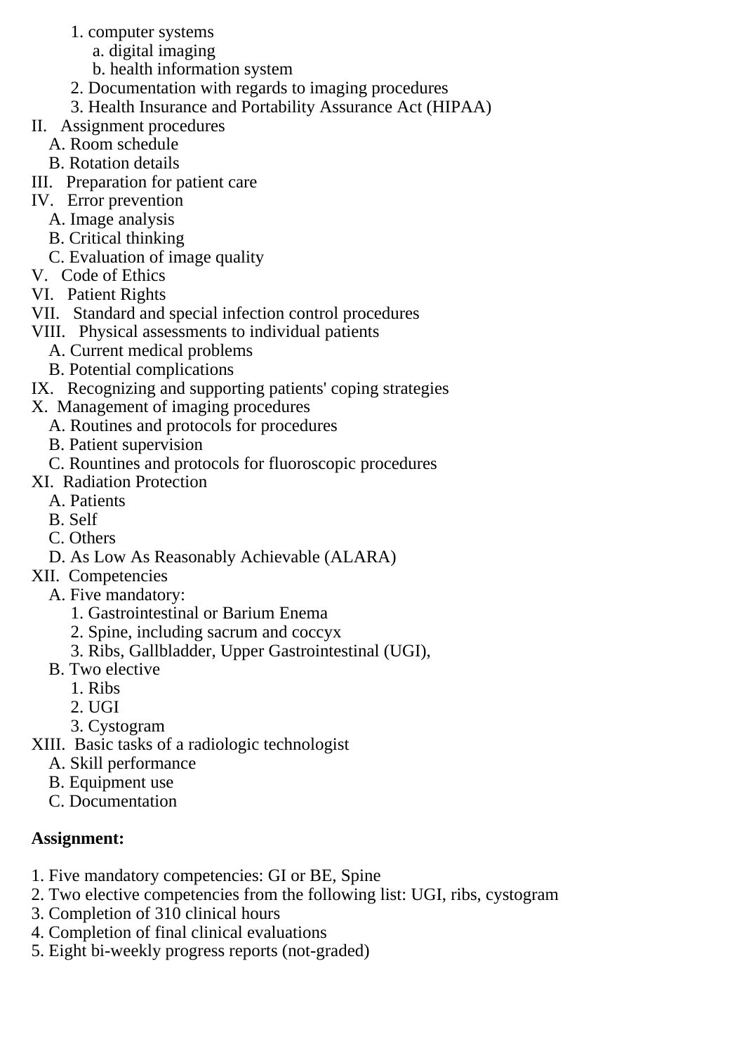1. computer systems
    a. digital imaging
    b. health information system
2. Documentation with regards to imaging procedures
3. Health Insurance and Portability Assurance Act (HIPAA)

II. Assignment procedures
  A. Room schedule
  B. Rotation details

III. Preparation for patient care

IV. Error prevention
  A. Image analysis
  B. Critical thinking
  C. Evaluation of image quality

V. Code of Ethics

VI. Patient Rights

VII. Standard and special infection control procedures

VIII. Physical assessments to individual patients
  A. Current medical problems
  B. Potential complications

IX. Recognizing and supporting patients' coping strategies

X. Management of imaging procedures
  A. Routines and protocols for procedures
  B. Patient supervision
  C. Rountines and protocols for fluoroscopic procedures

XI. Radiation Protection
  A. Patients
  B. Self
  C. Others
  D. As Low As Reasonably Achievable (ALARA)

XII. Competencies
  A. Five mandatory:
    1. Gastrointestinal or Barium Enema
    2. Spine, including sacrum and coccyx
    3. Ribs, Gallbladder, Upper Gastrointestinal (UGI),
  B. Two elective
    1. Ribs
    2. UGI
    3. Cystogram

XIII. Basic tasks of a radiologic technologist
  A. Skill performance
  B. Equipment use
  C. Documentation

**Assignment:**

1. Five mandatory competencies: GI or BE, Spine
2. Two elective competencies from the following list: UGI, ribs, cystogram
3. Completion of 310 clinical hours
4. Completion of final clinical evaluations
5. Eight bi-weekly progress reports (not-graded)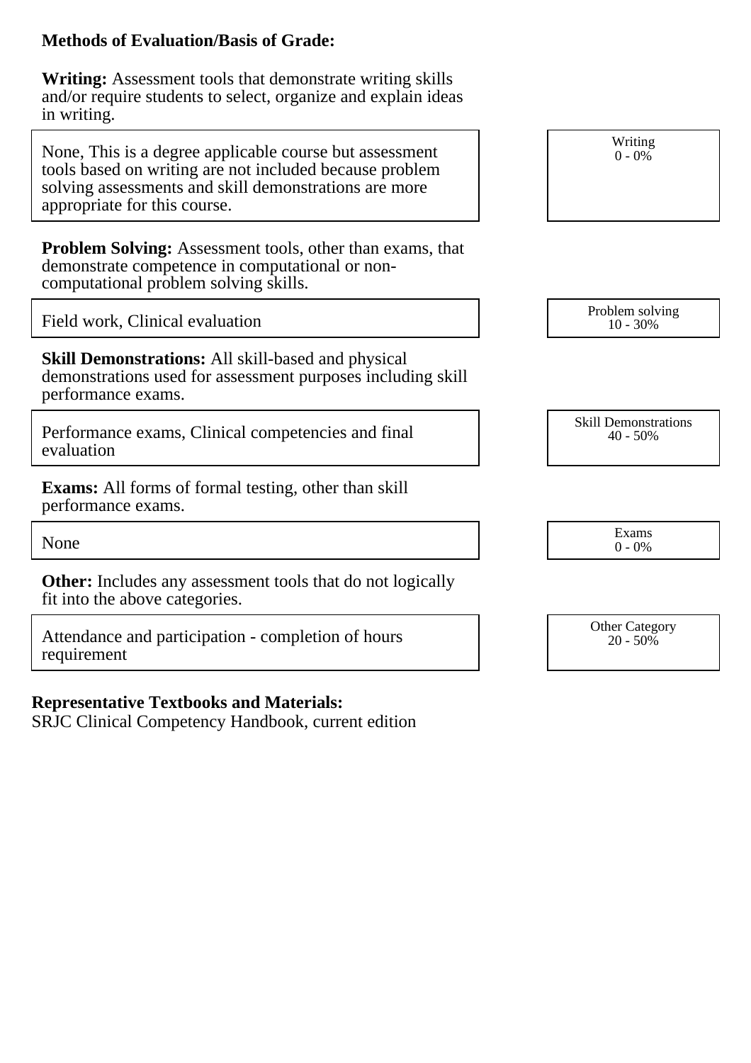**Methods of Evaluation/Basis of Grade:**

**Writing:** Assessment tools that demonstrate writing skills and/or require students to select, organize and explain ideas in writing.

| | |
|---|---|
| None, This is a degree applicable course but assessment tools based on writing are not included because problem solving assessments and skill demonstrations are more appropriate for this course. | Writing<br>0 - 0% |

**Problem Solving:** Assessment tools, other than exams, that demonstrate competence in computational or non-computational problem solving skills.

| | |
|---|---|
| Field work, Clinical evaluation | Problem solving<br>10 - 30% |

**Skill Demonstrations:** All skill-based and physical demonstrations used for assessment purposes including skill performance exams.

| | |
|---|---|
| Performance exams, Clinical competencies and final evaluation | Skill Demonstrations<br>40 - 50% |

**Exams:** All forms of formal testing, other than skill performance exams.

| | |
|---|---|
| None | Exams<br>0 - 0% |

**Other:** Includes any assessment tools that do not logically fit into the above categories.

| | |
|---|---|
| Attendance and participation - completion of hours requirement | Other Category<br>20 - 50% |

**Representative Textbooks and Materials:**

SRJC Clinical Competency Handbook, current edition